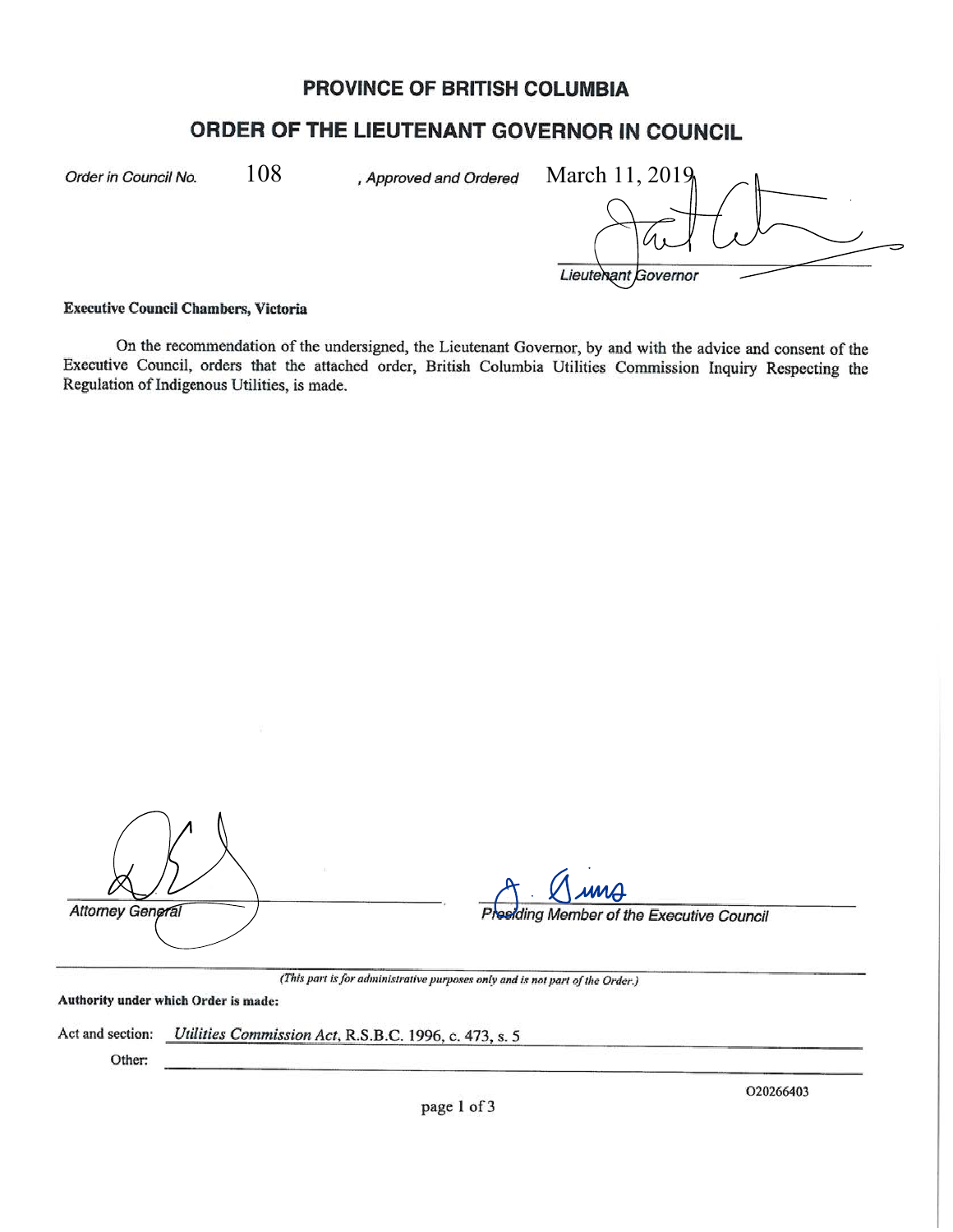# PROVINCE OF BRITISH COLUMBIA

## ORDER OF THE LIEUTENANT GOVERNOR IN COUNCIL

*Order in Council No.* 108 , *Approved and Ordered* March 11, 2019

*Lieutenant Governor*

**Executive Council Chambers, Victoria**

On the recommendation of the undersigned, the Lieutenant Governor, by and with the advice and consent of the Executive Council, orders that the attached order, British Columbia Utilities Commission Inquiry Respecting the Regulation of Indigenous Utilities, is made.

*Attorney General*

*Presiding Member of the Executive Council*

*(This part is for administrative purposes only and is not part of the Order.)*

**Authority under which Order is made:**

Act and section: *Utilities Commission Act*, R.S.B.C. 1996, c. 473, s. 5

Other:

O20266403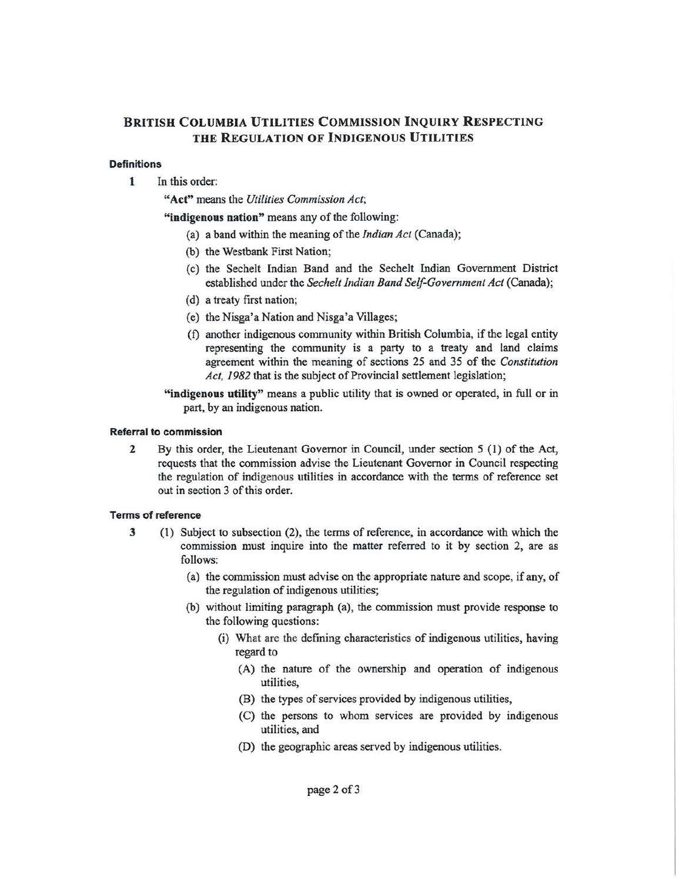# BRITISH COLUMBIA UTILITIES COMMISSION INQUIRY RESPECTING THE REGULATION OF INDIGENOUS UTILITIES

### Definitions

**1** In this order:

**"Act"** means the *Utilities Commission Act*;

**"indigenous nation"** means any of the following:

- (a) a band within the meaning of the *Indian Act* (Canada);
- (b) the Westbank First Nation;
- (c) the Sechelt Indian Band and the Sechelt Indian Government District established under the *Sechelt Indian Band Self-Government Act* (Canada);
- (d) a treaty first nation;
- (e) the Nisga'a Nation and Nisga'a Villages;
- (f) another indigenous community within British Columbia, if the legal entity representing the community is a party to a treaty and land claims agreement within the meaning of sections 25 and 35 of the *Constitution Act, 1982* that is the subject of Provincial settlement legislation;

**"indigenous utility"** means a public utility that is owned or operated, in full or in part, by an indigenous nation.

### Referral to commission

**2** By this order, the Lieutenant Governor in Council, under section 5 (1) of the Act, requests that the commission advise the Lieutenant Governor in Council respecting the regulation of indigenous utilities in accordance with the terms of reference set out in section 3 of this order.

### Terms of reference

**3** (1) Subject to subsection (2), the terms of reference, in accordance with which the commission must inquire into the matter referred to it by section 2, are as follows:

- (a) the commission must advise on the appropriate nature and scope, if any, of the regulation of indigenous utilities;
- (b) without limiting paragraph (a), the commission must provide response to the following questions:
  - (i) What are the defining characteristics of indigenous utilities, having regard to
    - (A) the nature of the ownership and operation of indigenous utilities,
    - (B) the types of services provided by indigenous utilities,
    - (C) the persons to whom services are provided by indigenous utilities, and
    - (D) the geographic areas served by indigenous utilities.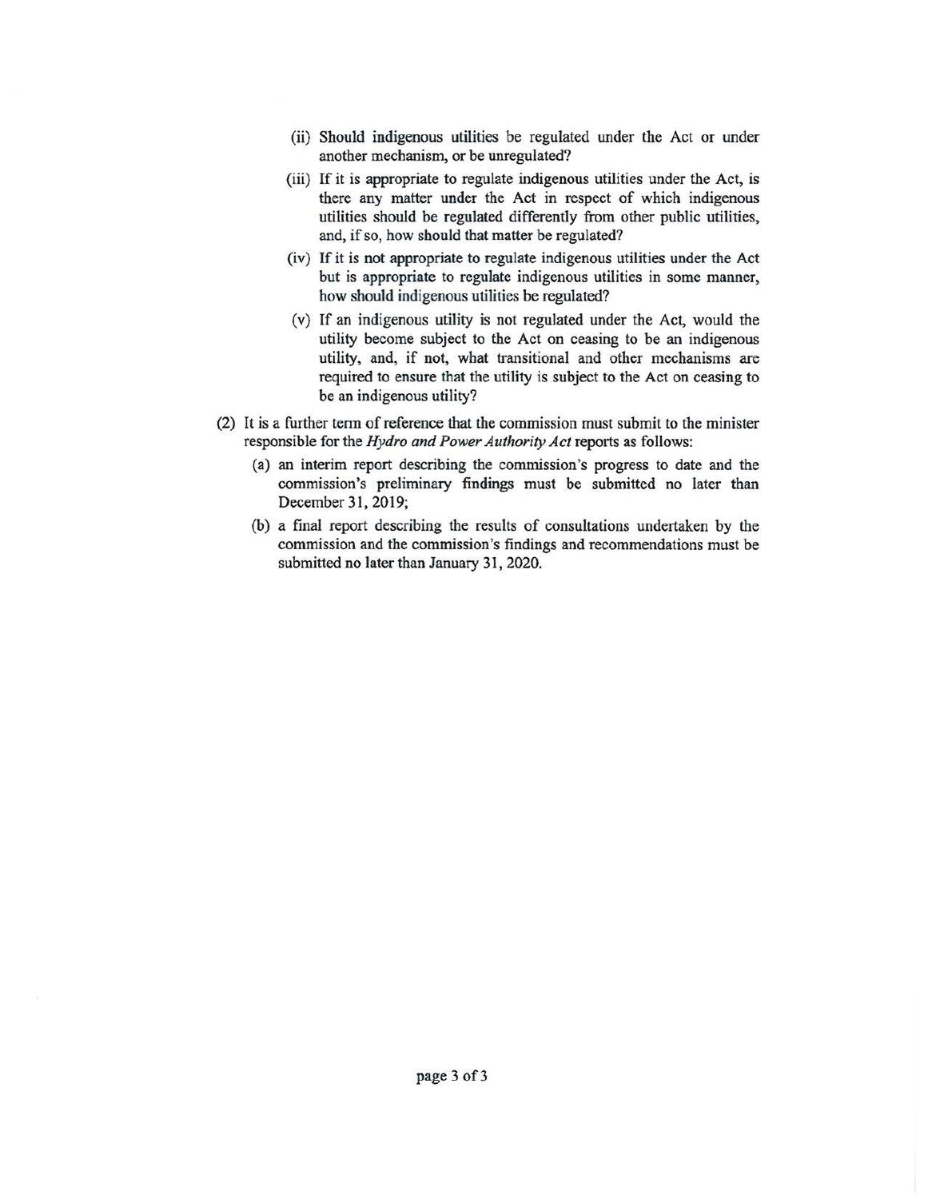(ii) Should indigenous utilities be regulated under the Act or under another mechanism, or be unregulated?

(iii) If it is appropriate to regulate indigenous utilities under the Act, is there any matter under the Act in respect of which indigenous utilities should be regulated differently from other public utilities, and, if so, how should that matter be regulated?

(iv) If it is not appropriate to regulate indigenous utilities under the Act but is appropriate to regulate indigenous utilities in some manner, how should indigenous utilities be regulated?

(v) If an indigenous utility is not regulated under the Act, would the utility become subject to the Act on ceasing to be an indigenous utility, and, if not, what transitional and other mechanisms are required to ensure that the utility is subject to the Act on ceasing to be an indigenous utility?

(2) It is a further term of reference that the commission must submit to the minister responsible for the *Hydro and Power Authority Act* reports as follows:

(a) an interim report describing the commission's progress to date and the commission's preliminary findings must be submitted no later than December 31, 2019;

(b) a final report describing the results of consultations undertaken by the commission and the commission's findings and recommendations must be submitted no later than January 31, 2020.